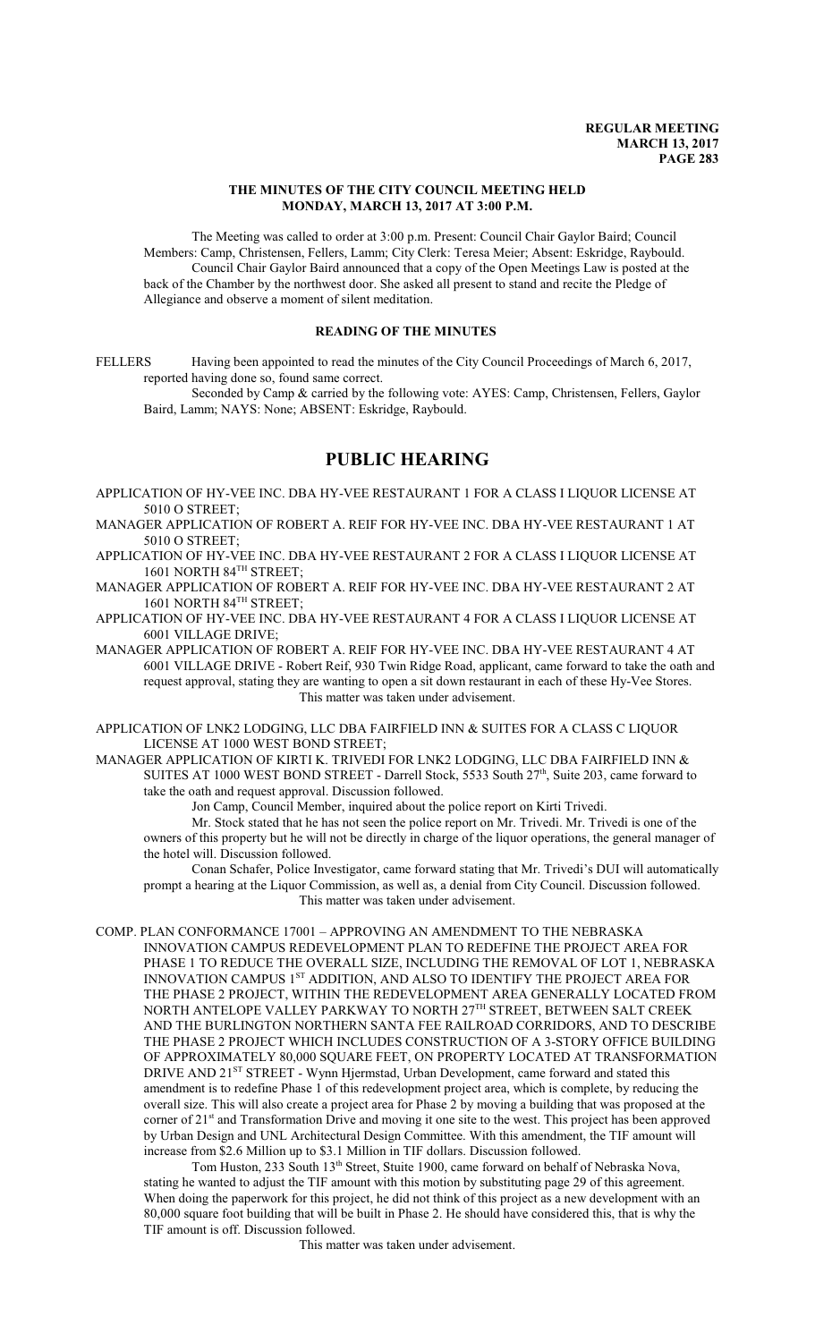# THE MINUTES OF THE CITY COUNCIL MEETING HELD MONDAY, MARCH 13, 2017 AT 3:00 P.M.

The Meeting was called to order at 3:00 p.m. Present: Council Chair Gaylor Baird; Council Members: Camp, Christensen, Fellers, Lamm; City Clerk: Teresa Meier; Absent: Eskridge, Raybould.

Council Chair Gaylor Baird announced that a copy of the Open Meetings Law is posted at the back of the Chamber by the northwest door. She asked all present to stand and recite the Pledge of Allegiance and observe a moment of silent meditation.

## READING OF THE MINUTES

FELLERS Having been appointed to read the minutes of the City Council Proceedings of March 6, 2017, reported having done so, found same correct.

Seconded by Camp & carried by the following vote: AYES: Camp, Christensen, Fellers, Gaylor Baird, Lamm; NAYS: None; ABSENT: Eskridge, Raybould.

# PUBLIC HEARING

APPLICATION OF HY-VEE INC. DBA HY-VEE RESTAURANT 1 FOR A CLASS I LIQUOR LICENSE AT 5010 O STREET;

MANAGER APPLICATION OF ROBERT A. REIF FOR HY-VEE INC. DBA HY-VEE RESTAURANT 1 AT 5010 O STREET;

APPLICATION OF HY-VEE INC. DBA HY-VEE RESTAURANT 2 FOR A CLASS I LIQUOR LICENSE AT 1601 NORTH 84TH STREET;

MANAGER APPLICATION OF ROBERT A. REIF FOR HY-VEE INC. DBA HY-VEE RESTAURANT 2 AT 1601 NORTH 84TH STREET;

APPLICATION OF HY-VEE INC. DBA HY-VEE RESTAURANT 4 FOR A CLASS I LIQUOR LICENSE AT 6001 VILLAGE DRIVE;

MANAGER APPLICATION OF ROBERT A. REIF FOR HY-VEE INC. DBA HY-VEE RESTAURANT 4 AT 6001 VILLAGE DRIVE - Robert Reif, 930 Twin Ridge Road, applicant, came forward to take the oath and request approval, stating they are wanting to open a sit down restaurant in each of these Hy-Vee Stores.

This matter was taken under advisement.

APPLICATION OF LNK2 LODGING, LLC DBA FAIRFIELD INN & SUITES FOR A CLASS C LIQUOR LICENSE AT 1000 WEST BOND STREET;

MANAGER APPLICATION OF KIRTI K. TRIVEDI FOR LNK2 LODGING, LLC DBA FAIRFIELD INN & SUITES AT 1000 WEST BOND STREET - Darrell Stock, 5533 South 27th, Suite 203, came forward to take the oath and request approval. Discussion followed.

Jon Camp, Council Member, inquired about the police report on Kirti Trivedi.

Mr. Stock stated that he has not seen the police report on Mr. Trivedi. Mr. Trivedi is one of the owners of this property but he will not be directly in charge of the liquor operations, the general manager of the hotel will. Discussion followed.

Conan Schafer, Police Investigator, came forward stating that Mr. Trivedi's DUI will automatically prompt a hearing at the Liquor Commission, as well as, a denial from City Council. Discussion followed.

This matter was taken under advisement.

COMP. PLAN CONFORMANCE 17001 – APPROVING AN AMENDMENT TO THE NEBRASKA INNOVATION CAMPUS REDEVELOPMENT PLAN TO REDEFINE THE PROJECT AREA FOR PHASE 1 TO REDUCE THE OVERALL SIZE, INCLUDING THE REMOVAL OF LOT 1, NEBRASKA INNOVATION CAMPUS 1ST ADDITION, AND ALSO TO IDENTIFY THE PROJECT AREA FOR THE PHASE 2 PROJECT, WITHIN THE REDEVELOPMENT AREA GENERALLY LOCATED FROM NORTH ANTELOPE VALLEY PARKWAY TO NORTH 27TH STREET, BETWEEN SALT CREEK AND THE BURLINGTON NORTHERN SANTA FEE RAILROAD CORRIDORS, AND TO DESCRIBE THE PHASE 2 PROJECT WHICH INCLUDES CONSTRUCTION OF A 3-STORY OFFICE BUILDING OF APPROXIMATELY 80,000 SQUARE FEET, ON PROPERTY LOCATED AT TRANSFORMATION DRIVE AND 21ST STREET - Wynn Hjermstad, Urban Development, came forward and stated this amendment is to redefine Phase 1 of this redevelopment project area, which is complete, by reducing the overall size. This will also create a project area for Phase 2 by moving a building that was proposed at the corner of 21st and Transformation Drive and moving it one site to the west. This project has been approved by Urban Design and UNL Architectural Design Committee. With this amendment, the TIF amount will increase from \$2.6 Million up to \$3.1 Million in TIF dollars. Discussion followed.

Tom Huston, 233 South 13th Street, Stuite 1900, came forward on behalf of Nebraska Nova, stating he wanted to adjust the TIF amount with this motion by substituting page 29 of this agreement. When doing the paperwork for this project, he did not think of this project as a new development with an 80,000 square foot building that will be built in Phase 2. He should have considered this, that is why the TIF amount is off. Discussion followed.

This matter was taken under advisement.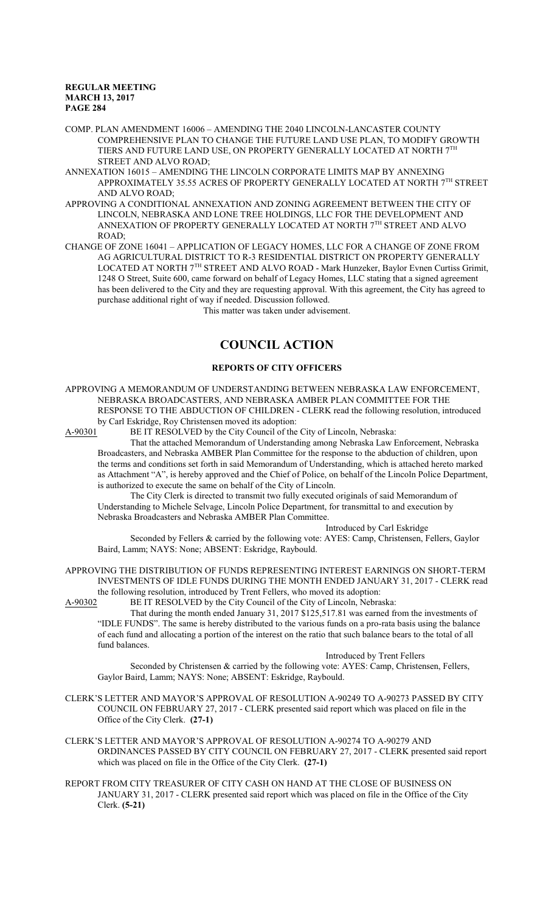COMP. PLAN AMENDMENT 16006 – AMENDING THE 2040 LINCOLN-LANCASTER COUNTY COMPREHENSIVE PLAN TO CHANGE THE FUTURE LAND USE PLAN, TO MODIFY GROWTH TIERS AND FUTURE LAND USE, ON PROPERTY GENERALLY LOCATED AT NORTH 7TH STREET AND ALVO ROAD;

ANNEXATION 16015 – AMENDING THE LINCOLN CORPORATE LIMITS MAP BY ANNEXING APPROXIMATELY 35.55 ACRES OF PROPERTY GENERALLY LOCATED AT NORTH 7TH STREET AND ALVO ROAD;

APPROVING A CONDITIONAL ANNEXATION AND ZONING AGREEMENT BETWEEN THE CITY OF LINCOLN, NEBRASKA AND LONE TREE HOLDINGS, LLC FOR THE DEVELOPMENT AND ANNEXATION OF PROPERTY GENERALLY LOCATED AT NORTH 7TH STREET AND ALVO ROAD;

CHANGE OF ZONE 16041 – APPLICATION OF LEGACY HOMES, LLC FOR A CHANGE OF ZONE FROM AG AGRICULTURAL DISTRICT TO R-3 RESIDENTIAL DISTRICT ON PROPERTY GENERALLY LOCATED AT NORTH 7TH STREET AND ALVO ROAD - Mark Hunzeker, Baylor Evnen Curtiss Grimit, 1248 O Street, Suite 600, came forward on behalf of Legacy Homes, LLC stating that a signed agreement has been delivered to the City and they are requesting approval. With this agreement, the City has agreed to purchase additional right of way if needed. Discussion followed.

This matter was taken under advisement.

# COUNCIL ACTION

## REPORTS OF CITY OFFICERS

APPROVING A MEMORANDUM OF UNDERSTANDING BETWEEN NEBRASKA LAW ENFORCEMENT, NEBRASKA BROADCASTERS, AND NEBRASKA AMBER PLAN COMMITTEE FOR THE RESPONSE TO THE ABDUCTION OF CHILDREN - CLERK read the following resolution, introduced by Carl Eskridge, Roy Christensen moved its adoption:

A-90301 BE IT RESOLVED by the City Council of the City of Lincoln, Nebraska:

That the attached Memorandum of Understanding among Nebraska Law Enforcement, Nebraska Broadcasters, and Nebraska AMBER Plan Committee for the response to the abduction of children, upon the terms and conditions set forth in said Memorandum of Understanding, which is attached hereto marked as Attachment "A", is hereby approved and the Chief of Police, on behalf of the Lincoln Police Department, is authorized to execute the same on behalf of the City of Lincoln.

The City Clerk is directed to transmit two fully executed originals of said Memorandum of Understanding to Michele Selvage, Lincoln Police Department, for transmittal to and execution by Nebraska Broadcasters and Nebraska AMBER Plan Committee.

Introduced by Carl Eskridge

Seconded by Fellers & carried by the following vote: AYES: Camp, Christensen, Fellers, Gaylor Baird, Lamm; NAYS: None; ABSENT: Eskridge, Raybould.

APPROVING THE DISTRIBUTION OF FUNDS REPRESENTING INTEREST EARNINGS ON SHORT-TERM INVESTMENTS OF IDLE FUNDS DURING THE MONTH ENDED JANUARY 31, 2017 - CLERK read the following resolution, introduced by Trent Fellers, who moved its adoption:

A-90302 BE IT RESOLVED by the City Council of the City of Lincoln, Nebraska:

That during the month ended January 31, 2017 $125,517.81 was earned from the investments of "IDLE FUNDS". The same is hereby distributed to the various funds on a pro-rata basis using the balance of each fund and allocating a portion of the interest on the ratio that such balance bears to the total of all fund balances.

Introduced by Trent Fellers

Seconded by Christensen & carried by the following vote: AYES: Camp, Christensen, Fellers, Gaylor Baird, Lamm; NAYS: None; ABSENT: Eskridge, Raybould.

CLERK'S LETTER AND MAYOR'S APPROVAL OF RESOLUTION A-90249 TO A-90273 PASSED BY CITY COUNCIL ON FEBRUARY 27, 2017 - CLERK presented said report which was placed on file in the Office of the City Clerk. **(27-1)**

CLERK'S LETTER AND MAYOR'S APPROVAL OF RESOLUTION A-90274 TO A-90279 AND ORDINANCES PASSED BY CITY COUNCIL ON FEBRUARY 27, 2017 - CLERK presented said report which was placed on file in the Office of the City Clerk. **(27-1)**

REPORT FROM CITY TREASURER OF CITY CASH ON HAND AT THE CLOSE OF BUSINESS ON JANUARY 31, 2017 - CLERK presented said report which was placed on file in the Office of the City Clerk. **(5-21)**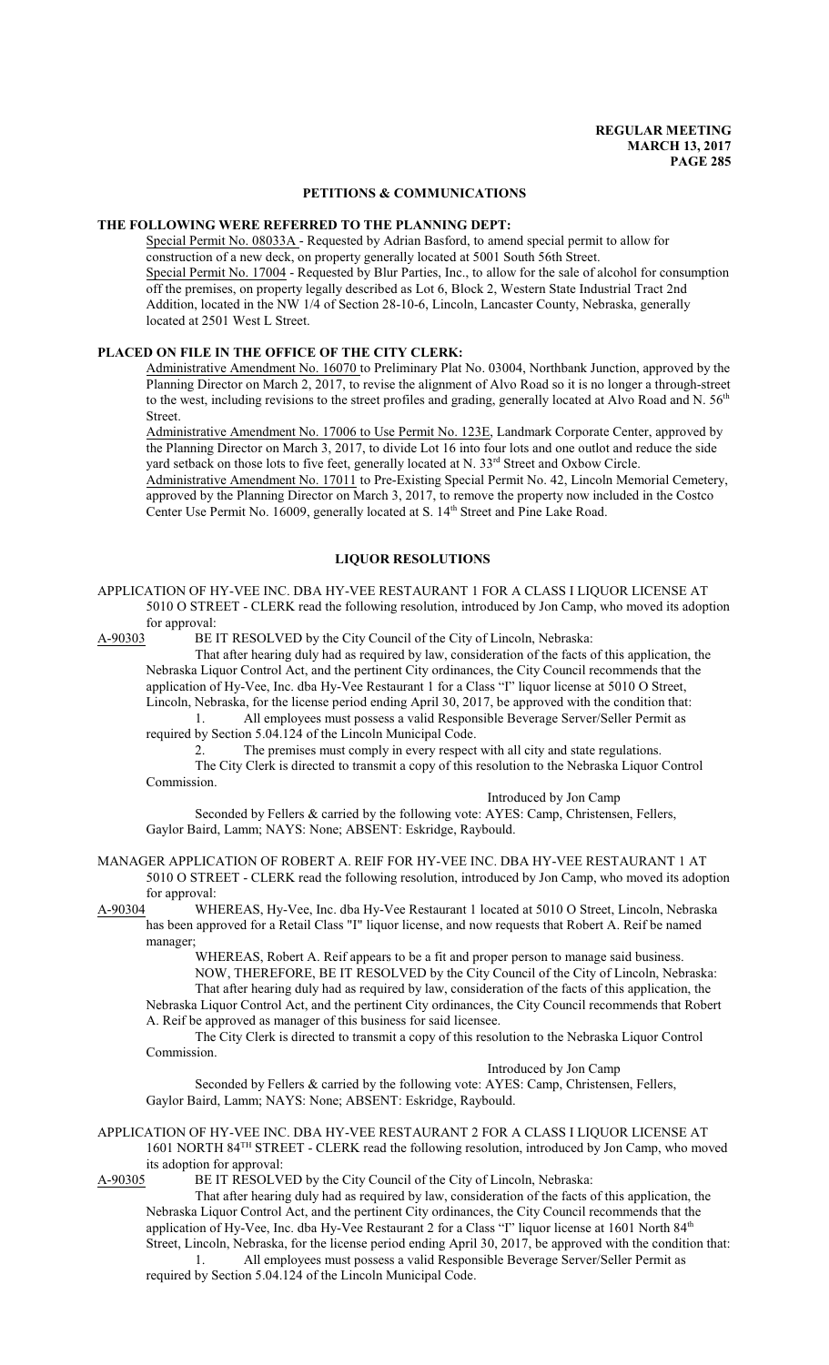## PETITIONS & COMMUNICATIONS

### THE FOLLOWING WERE REFERRED TO THE PLANNING DEPT:

Special Permit No. 08033A - Requested by Adrian Basford, to amend special permit to allow for construction of a new deck, on property generally located at 5001 South 56th Street.

Special Permit No. 17004 - Requested by Blur Parties, Inc., to allow for the sale of alcohol for consumption off the premises, on property legally described as Lot 6, Block 2, Western State Industrial Tract 2nd Addition, located in the NW 1/4 of Section 28-10-6, Lincoln, Lancaster County, Nebraska, generally located at 2501 West L Street.

### PLACED ON FILE IN THE OFFICE OF THE CITY CLERK:

Administrative Amendment No. 16070 to Preliminary Plat No. 03004, Northbank Junction, approved by the Planning Director on March 2, 2017, to revise the alignment of Alvo Road so it is no longer a through-street to the west, including revisions to the street profiles and grading, generally located at Alvo Road and N. 56th Street.

Administrative Amendment No. 17006 to Use Permit No. 123E, Landmark Corporate Center, approved by the Planning Director on March 3, 2017, to divide Lot 16 into four lots and one outlot and reduce the side yard setback on those lots to five feet, generally located at N. 33rd Street and Oxbow Circle.

Administrative Amendment No. 17011 to Pre-Existing Special Permit No. 42, Lincoln Memorial Cemetery, approved by the Planning Director on March 3, 2017, to remove the property now included in the Costco Center Use Permit No. 16009, generally located at S. 14th Street and Pine Lake Road.

## LIQUOR RESOLUTIONS

APPLICATION OF HY-VEE INC. DBA HY-VEE RESTAURANT 1 FOR A CLASS I LIQUOR LICENSE AT 5010 O STREET - CLERK read the following resolution, introduced by Jon Camp, who moved its adoption for approval:

A-90303 BE IT RESOLVED by the City Council of the City of Lincoln, Nebraska:

That after hearing duly had as required by law, consideration of the facts of this application, the Nebraska Liquor Control Act, and the pertinent City ordinances, the City Council recommends that the application of Hy-Vee, Inc. dba Hy-Vee Restaurant 1 for a Class "I" liquor license at 5010 O Street, Lincoln, Nebraska, for the license period ending April 30, 2017, be approved with the condition that:

1. All employees must possess a valid Responsible Beverage Server/Seller Permit as required by Section 5.04.124 of the Lincoln Municipal Code.
2. The premises must comply in every respect with all city and state regulations.

The City Clerk is directed to transmit a copy of this resolution to the Nebraska Liquor Control Commission.

Introduced by Jon Camp

Seconded by Fellers & carried by the following vote: AYES: Camp, Christensen, Fellers, Gaylor Baird, Lamm; NAYS: None; ABSENT: Eskridge, Raybould.

MANAGER APPLICATION OF ROBERT A. REIF FOR HY-VEE INC. DBA HY-VEE RESTAURANT 1 AT 5010 O STREET - CLERK read the following resolution, introduced by Jon Camp, who moved its adoption for approval:

A-90304 WHEREAS, Hy-Vee, Inc. dba Hy-Vee Restaurant 1 located at 5010 O Street, Lincoln, Nebraska has been approved for a Retail Class "I" liquor license, and now requests that Robert A. Reif be named manager;

WHEREAS, Robert A. Reif appears to be a fit and proper person to manage said business.

NOW, THEREFORE, BE IT RESOLVED by the City Council of the City of Lincoln, Nebraska:

That after hearing duly had as required by law, consideration of the facts of this application, the Nebraska Liquor Control Act, and the pertinent City ordinances, the City Council recommends that Robert A. Reif be approved as manager of this business for said licensee.

The City Clerk is directed to transmit a copy of this resolution to the Nebraska Liquor Control Commission.

Introduced by Jon Camp

Seconded by Fellers & carried by the following vote: AYES: Camp, Christensen, Fellers, Gaylor Baird, Lamm; NAYS: None; ABSENT: Eskridge, Raybould.

APPLICATION OF HY-VEE INC. DBA HY-VEE RESTAURANT 2 FOR A CLASS I LIQUOR LICENSE AT 1601 NORTH 84TH STREET - CLERK read the following resolution, introduced by Jon Camp, who moved its adoption for approval:

A-90305 BE IT RESOLVED by the City Council of the City of Lincoln, Nebraska:

That after hearing duly had as required by law, consideration of the facts of this application, the Nebraska Liquor Control Act, and the pertinent City ordinances, the City Council recommends that the application of Hy-Vee, Inc. dba Hy-Vee Restaurant 2 for a Class "I" liquor license at 1601 North 84th Street, Lincoln, Nebraska, for the license period ending April 30, 2017, be approved with the condition that:

1. All employees must possess a valid Responsible Beverage Server/Seller Permit as required by Section 5.04.124 of the Lincoln Municipal Code.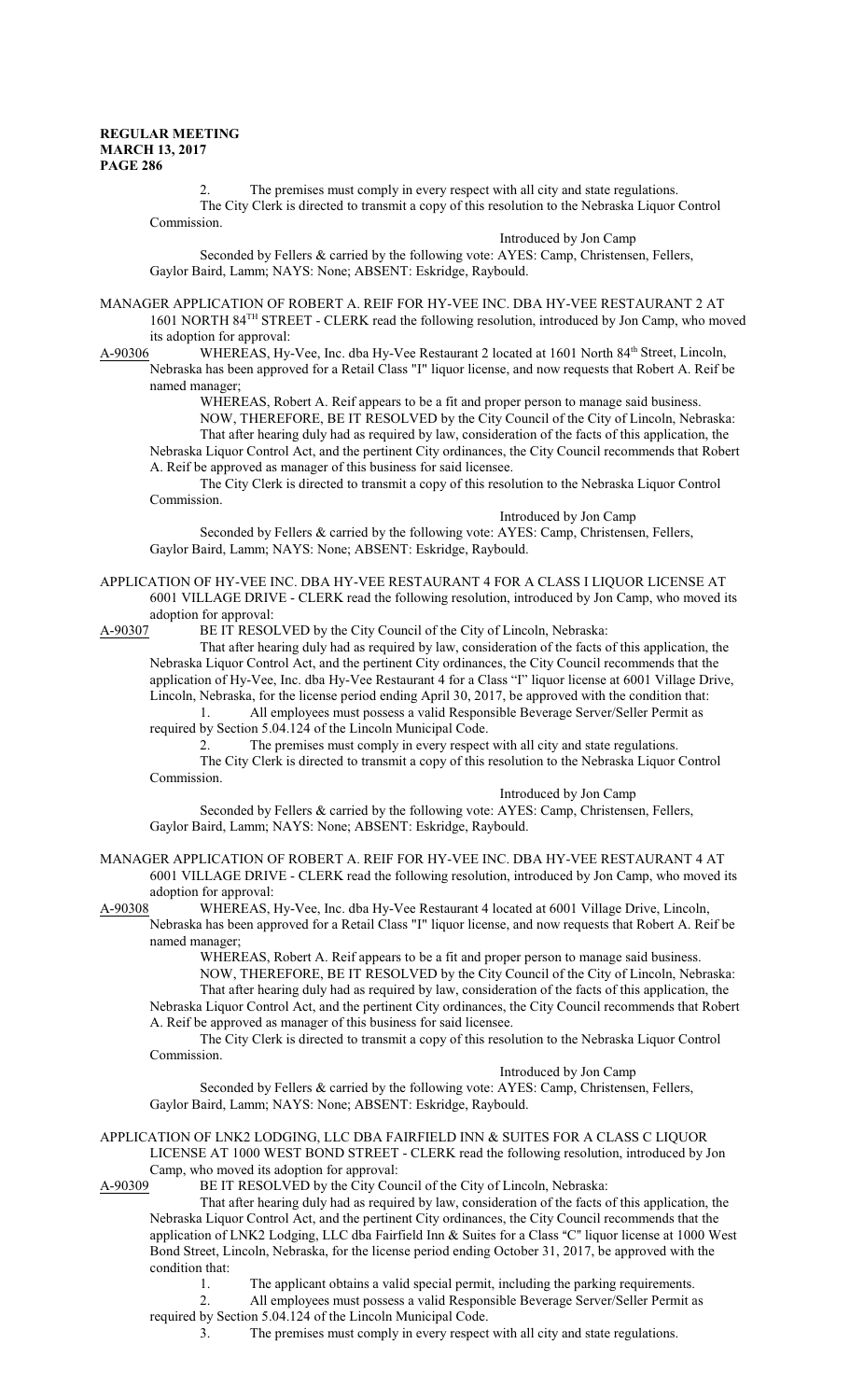2. The premises must comply in every respect with all city and state regulations.

The City Clerk is directed to transmit a copy of this resolution to the Nebraska Liquor Control Commission.

Introduced by Jon Camp

Seconded by Fellers & carried by the following vote: AYES: Camp, Christensen, Fellers, Gaylor Baird, Lamm; NAYS: None; ABSENT: Eskridge, Raybould.

MANAGER APPLICATION OF ROBERT A. REIF FOR HY-VEE INC. DBA HY-VEE RESTAURANT 2 AT 1601 NORTH 84TH STREET - CLERK read the following resolution, introduced by Jon Camp, who moved its adoption for approval:

A-90306 WHEREAS, Hy-Vee, Inc. dba Hy-Vee Restaurant 2 located at 1601 North 84th Street, Lincoln, Nebraska has been approved for a Retail Class "I" liquor license, and now requests that Robert A. Reif be named manager;

WHEREAS, Robert A. Reif appears to be a fit and proper person to manage said business.

NOW, THEREFORE, BE IT RESOLVED by the City Council of the City of Lincoln, Nebraska:

That after hearing duly had as required by law, consideration of the facts of this application, the Nebraska Liquor Control Act, and the pertinent City ordinances, the City Council recommends that Robert A. Reif be approved as manager of this business for said licensee.

The City Clerk is directed to transmit a copy of this resolution to the Nebraska Liquor Control Commission.

Introduced by Jon Camp

Seconded by Fellers & carried by the following vote: AYES: Camp, Christensen, Fellers, Gaylor Baird, Lamm; NAYS: None; ABSENT: Eskridge, Raybould.

APPLICATION OF HY-VEE INC. DBA HY-VEE RESTAURANT 4 FOR A CLASS I LIQUOR LICENSE AT 6001 VILLAGE DRIVE - CLERK read the following resolution, introduced by Jon Camp, who moved its adoption for approval:

A-90307 BE IT RESOLVED by the City Council of the City of Lincoln, Nebraska:

That after hearing duly had as required by law, consideration of the facts of this application, the Nebraska Liquor Control Act, and the pertinent City ordinances, the City Council recommends that the application of Hy-Vee, Inc. dba Hy-Vee Restaurant 4 for a Class "I" liquor license at 6001 Village Drive, Lincoln, Nebraska, for the license period ending April 30, 2017, be approved with the condition that:

1. All employees must possess a valid Responsible Beverage Server/Seller Permit as required by Section 5.04.124 of the Lincoln Municipal Code.

2. The premises must comply in every respect with all city and state regulations.

The City Clerk is directed to transmit a copy of this resolution to the Nebraska Liquor Control Commission.

Introduced by Jon Camp

Seconded by Fellers & carried by the following vote: AYES: Camp, Christensen, Fellers, Gaylor Baird, Lamm; NAYS: None; ABSENT: Eskridge, Raybould.

MANAGER APPLICATION OF ROBERT A. REIF FOR HY-VEE INC. DBA HY-VEE RESTAURANT 4 AT 6001 VILLAGE DRIVE - CLERK read the following resolution, introduced by Jon Camp, who moved its adoption for approval:

A-90308 WHEREAS, Hy-Vee, Inc. dba Hy-Vee Restaurant 4 located at 6001 Village Drive, Lincoln, Nebraska has been approved for a Retail Class "I" liquor license, and now requests that Robert A. Reif be named manager;

WHEREAS, Robert A. Reif appears to be a fit and proper person to manage said business.

NOW, THEREFORE, BE IT RESOLVED by the City Council of the City of Lincoln, Nebraska:

That after hearing duly had as required by law, consideration of the facts of this application, the Nebraska Liquor Control Act, and the pertinent City ordinances, the City Council recommends that Robert A. Reif be approved as manager of this business for said licensee.

The City Clerk is directed to transmit a copy of this resolution to the Nebraska Liquor Control Commission.

Introduced by Jon Camp

Seconded by Fellers & carried by the following vote: AYES: Camp, Christensen, Fellers, Gaylor Baird, Lamm; NAYS: None; ABSENT: Eskridge, Raybould.

APPLICATION OF LNK2 LODGING, LLC DBA FAIRFIELD INN & SUITES FOR A CLASS C LIQUOR LICENSE AT 1000 WEST BOND STREET - CLERK read the following resolution, introduced by Jon Camp, who moved its adoption for approval:

A-90309 BE IT RESOLVED by the City Council of the City of Lincoln, Nebraska:

That after hearing duly had as required by law, consideration of the facts of this application, the Nebraska Liquor Control Act, and the pertinent City ordinances, the City Council recommends that the application of LNK2 Lodging, LLC dba Fairfield Inn & Suites for a Class "C" liquor license at 1000 West Bond Street, Lincoln, Nebraska, for the license period ending October 31, 2017, be approved with the condition that:

1. The applicant obtains a valid special permit, including the parking requirements.

2. All employees must possess a valid Responsible Beverage Server/Seller Permit as required by Section 5.04.124 of the Lincoln Municipal Code.

3. The premises must comply in every respect with all city and state regulations.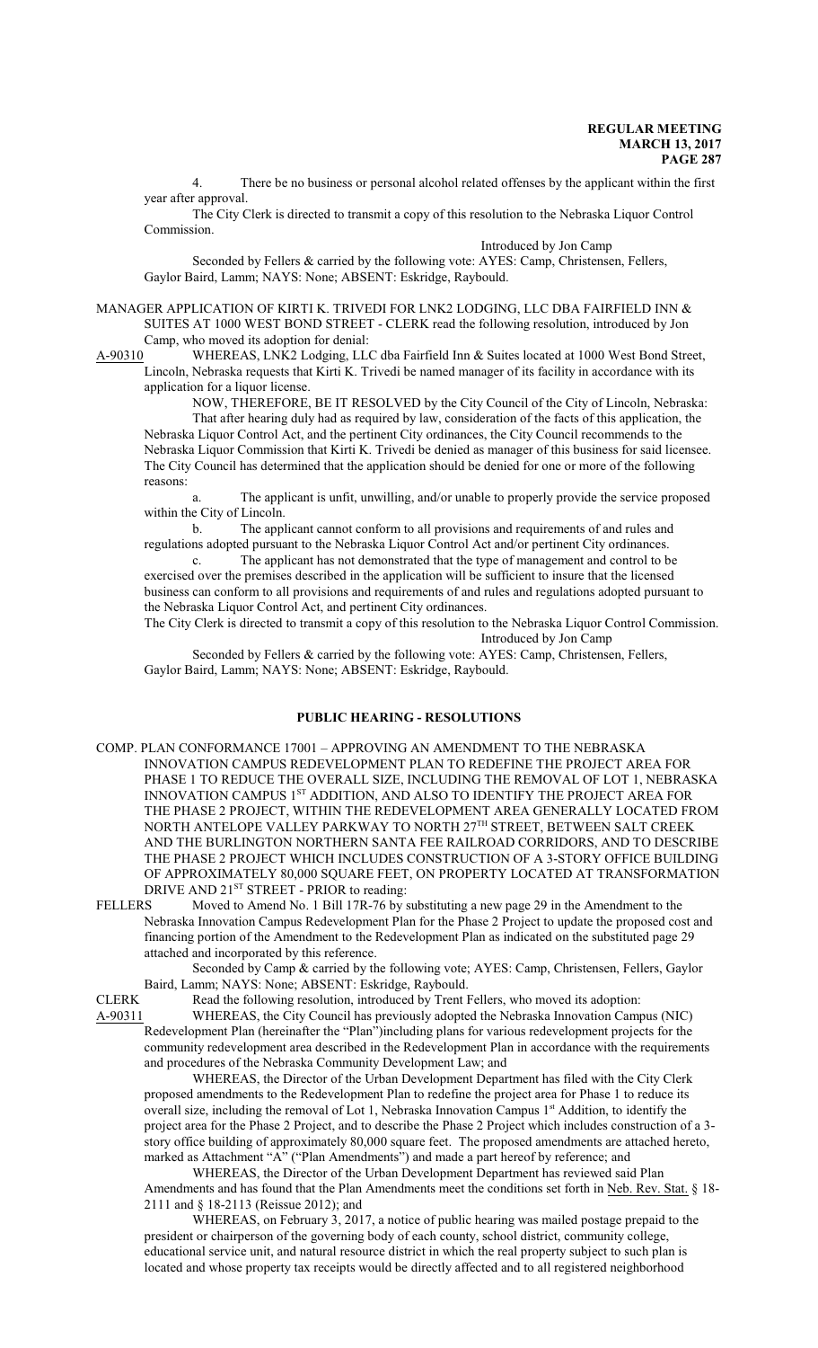4. There be no business or personal alcohol related offenses by the applicant within the first year after approval.

The City Clerk is directed to transmit a copy of this resolution to the Nebraska Liquor Control Commission.

Introduced by Jon Camp

Seconded by Fellers & carried by the following vote: AYES: Camp, Christensen, Fellers, Gaylor Baird, Lamm; NAYS: None; ABSENT: Eskridge, Raybould.

MANAGER APPLICATION OF KIRTI K. TRIVEDI FOR LNK2 LODGING, LLC DBA FAIRFIELD INN & SUITES AT 1000 WEST BOND STREET - CLERK read the following resolution, introduced by Jon Camp, who moved its adoption for denial:

A-90310 WHEREAS, LNK2 Lodging, LLC dba Fairfield Inn & Suites located at 1000 West Bond Street, Lincoln, Nebraska requests that Kirti K. Trivedi be named manager of its facility in accordance with its application for a liquor license.

NOW, THEREFORE, BE IT RESOLVED by the City Council of the City of Lincoln, Nebraska:

That after hearing duly had as required by law, consideration of the facts of this application, the Nebraska Liquor Control Act, and the pertinent City ordinances, the City Council recommends to the Nebraska Liquor Commission that Kirti K. Trivedi be denied as manager of this business for said licensee. The City Council has determined that the application should be denied for one or more of the following reasons:

a. The applicant is unfit, unwilling, and/or unable to properly provide the service proposed within the City of Lincoln.

b. The applicant cannot conform to all provisions and requirements of and rules and regulations adopted pursuant to the Nebraska Liquor Control Act and/or pertinent City ordinances.

c. The applicant has not demonstrated that the type of management and control to be exercised over the premises described in the application will be sufficient to insure that the licensed business can conform to all provisions and requirements of and rules and regulations adopted pursuant to the Nebraska Liquor Control Act, and pertinent City ordinances.

The City Clerk is directed to transmit a copy of this resolution to the Nebraska Liquor Control Commission.

Introduced by Jon Camp

Seconded by Fellers & carried by the following vote: AYES: Camp, Christensen, Fellers, Gaylor Baird, Lamm; NAYS: None; ABSENT: Eskridge, Raybould.

## PUBLIC HEARING - RESOLUTIONS

COMP. PLAN CONFORMANCE 17001 – APPROVING AN AMENDMENT TO THE NEBRASKA INNOVATION CAMPUS REDEVELOPMENT PLAN TO REDEFINE THE PROJECT AREA FOR PHASE 1 TO REDUCE THE OVERALL SIZE, INCLUDING THE REMOVAL OF LOT 1, NEBRASKA INNOVATION CAMPUS 1ST ADDITION, AND ALSO TO IDENTIFY THE PROJECT AREA FOR THE PHASE 2 PROJECT, WITHIN THE REDEVELOPMENT AREA GENERALLY LOCATED FROM NORTH ANTELOPE VALLEY PARKWAY TO NORTH 27TH STREET, BETWEEN SALT CREEK AND THE BURLINGTON NORTHERN SANTA FEE RAILROAD CORRIDORS, AND TO DESCRIBE THE PHASE 2 PROJECT WHICH INCLUDES CONSTRUCTION OF A 3-STORY OFFICE BUILDING OF APPROXIMATELY 80,000 SQUARE FEET, ON PROPERTY LOCATED AT TRANSFORMATION DRIVE AND 21ST STREET - PRIOR to reading:

FELLERS Moved to Amend No. 1 Bill 17R-76 by substituting a new page 29 in the Amendment to the Nebraska Innovation Campus Redevelopment Plan for the Phase 2 Project to update the proposed cost and financing portion of the Amendment to the Redevelopment Plan as indicated on the substituted page 29 attached and incorporated by this reference.

Seconded by Camp & carried by the following vote; AYES: Camp, Christensen, Fellers, Gaylor Baird, Lamm; NAYS: None; ABSENT: Eskridge, Raybould.

CLERK Read the following resolution, introduced by Trent Fellers, who moved its adoption:

A-90311 WHEREAS, the City Council has previously adopted the Nebraska Innovation Campus (NIC) Redevelopment Plan (hereinafter the "Plan")including plans for various redevelopment projects for the community redevelopment area described in the Redevelopment Plan in accordance with the requirements and procedures of the Nebraska Community Development Law; and

WHEREAS, the Director of the Urban Development Department has filed with the City Clerk proposed amendments to the Redevelopment Plan to redefine the project area for Phase 1 to reduce its overall size, including the removal of Lot 1, Nebraska Innovation Campus 1st Addition, to identify the project area for the Phase 2 Project, and to describe the Phase 2 Project which includes construction of a 3-story office building of approximately 80,000 square feet. The proposed amendments are attached hereto, marked as Attachment "A" ("Plan Amendments") and made a part hereof by reference; and

WHEREAS, the Director of the Urban Development Department has reviewed said Plan Amendments and has found that the Plan Amendments meet the conditions set forth in Neb. Rev. Stat. § 18-2111 and § 18-2113 (Reissue 2012); and

WHEREAS, on February 3, 2017, a notice of public hearing was mailed postage prepaid to the president or chairperson of the governing body of each county, school district, community college, educational service unit, and natural resource district in which the real property subject to such plan is located and whose property tax receipts would be directly affected and to all registered neighborhood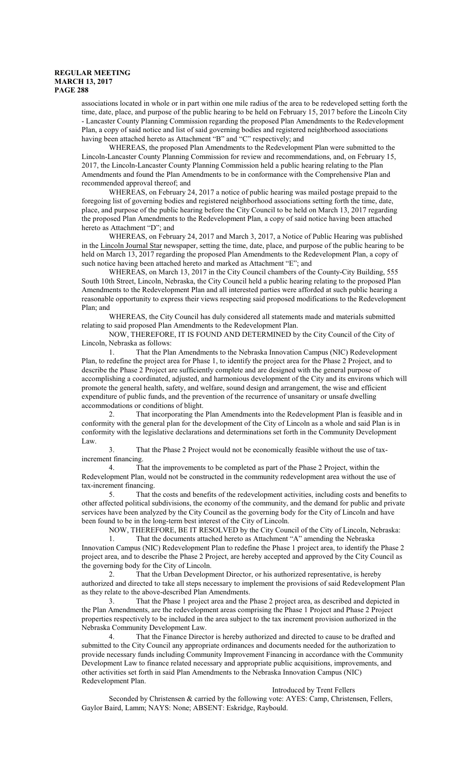associations located in whole or in part within one mile radius of the area to be redeveloped setting forth the time, date, place, and purpose of the public hearing to be held on February 15, 2017 before the Lincoln City - Lancaster County Planning Commission regarding the proposed Plan Amendments to the Redevelopment Plan, a copy of said notice and list of said governing bodies and registered neighborhood associations having been attached hereto as Attachment "B" and "C" respectively; and

WHEREAS, the proposed Plan Amendments to the Redevelopment Plan were submitted to the Lincoln-Lancaster County Planning Commission for review and recommendations, and, on February 15, 2017, the Lincoln-Lancaster County Planning Commission held a public hearing relating to the Plan Amendments and found the Plan Amendments to be in conformance with the Comprehensive Plan and recommended approval thereof; and

WHEREAS, on February 24, 2017 a notice of public hearing was mailed postage prepaid to the foregoing list of governing bodies and registered neighborhood associations setting forth the time, date, place, and purpose of the public hearing before the City Council to be held on March 13, 2017 regarding the proposed Plan Amendments to the Redevelopment Plan, a copy of said notice having been attached hereto as Attachment "D"; and

WHEREAS, on February 24, 2017 and March 3, 2017, a Notice of Public Hearing was published in the Lincoln Journal Star newspaper, setting the time, date, place, and purpose of the public hearing to be held on March 13, 2017 regarding the proposed Plan Amendments to the Redevelopment Plan, a copy of such notice having been attached hereto and marked as Attachment "E"; and

WHEREAS, on March 13, 2017 in the City Council chambers of the County-City Building, 555 South 10th Street, Lincoln, Nebraska, the City Council held a public hearing relating to the proposed Plan Amendments to the Redevelopment Plan and all interested parties were afforded at such public hearing a reasonable opportunity to express their views respecting said proposed modifications to the Redevelopment Plan; and

WHEREAS, the City Council has duly considered all statements made and materials submitted relating to said proposed Plan Amendments to the Redevelopment Plan.

NOW, THEREFORE, IT IS FOUND AND DETERMINED by the City Council of the City of Lincoln, Nebraska as follows:

1. That the Plan Amendments to the Nebraska Innovation Campus (NIC) Redevelopment Plan, to redefine the project area for Phase 1, to identify the project area for the Phase 2 Project, and to describe the Phase 2 Project are sufficiently complete and are designed with the general purpose of accomplishing a coordinated, adjusted, and harmonious development of the City and its environs which will promote the general health, safety, and welfare, sound design and arrangement, the wise and efficient expenditure of public funds, and the prevention of the recurrence of unsanitary or unsafe dwelling accommodations or conditions of blight.

2. That incorporating the Plan Amendments into the Redevelopment Plan is feasible and in conformity with the general plan for the development of the City of Lincoln as a whole and said Plan is in conformity with the legislative declarations and determinations set forth in the Community Development Law.

3. That the Phase 2 Project would not be economically feasible without the use of tax-increment financing.

4. That the improvements to be completed as part of the Phase 2 Project, within the Redevelopment Plan, would not be constructed in the community redevelopment area without the use of tax-increment financing.

5. That the costs and benefits of the redevelopment activities, including costs and benefits to other affected political subdivisions, the economy of the community, and the demand for public and private services have been analyzed by the City Council as the governing body for the City of Lincoln and have been found to be in the long-term best interest of the City of Lincoln.

NOW, THEREFORE, BE IT RESOLVED by the City Council of the City of Lincoln, Nebraska:

1. That the documents attached hereto as Attachment "A" amending the Nebraska Innovation Campus (NIC) Redevelopment Plan to redefine the Phase 1 project area, to identify the Phase 2 project area, and to describe the Phase 2 Project, are hereby accepted and approved by the City Council as the governing body for the City of Lincoln.

2. That the Urban Development Director, or his authorized representative, is hereby authorized and directed to take all steps necessary to implement the provisions of said Redevelopment Plan as they relate to the above-described Plan Amendments.

3. That the Phase 1 project area and the Phase 2 project area, as described and depicted in the Plan Amendments, are the redevelopment areas comprising the Phase 1 Project and Phase 2 Project properties respectively to be included in the area subject to the tax increment provision authorized in the Nebraska Community Development Law.

4. That the Finance Director is hereby authorized and directed to cause to be drafted and submitted to the City Council any appropriate ordinances and documents needed for the authorization to provide necessary funds including Community Improvement Financing in accordance with the Community Development Law to finance related necessary and appropriate public acquisitions, improvements, and other activities set forth in said Plan Amendments to the Nebraska Innovation Campus (NIC) Redevelopment Plan.

Introduced by Trent Fellers

Seconded by Christensen & carried by the following vote: AYES: Camp, Christensen, Fellers, Gaylor Baird, Lamm; NAYS: None; ABSENT: Eskridge, Raybould.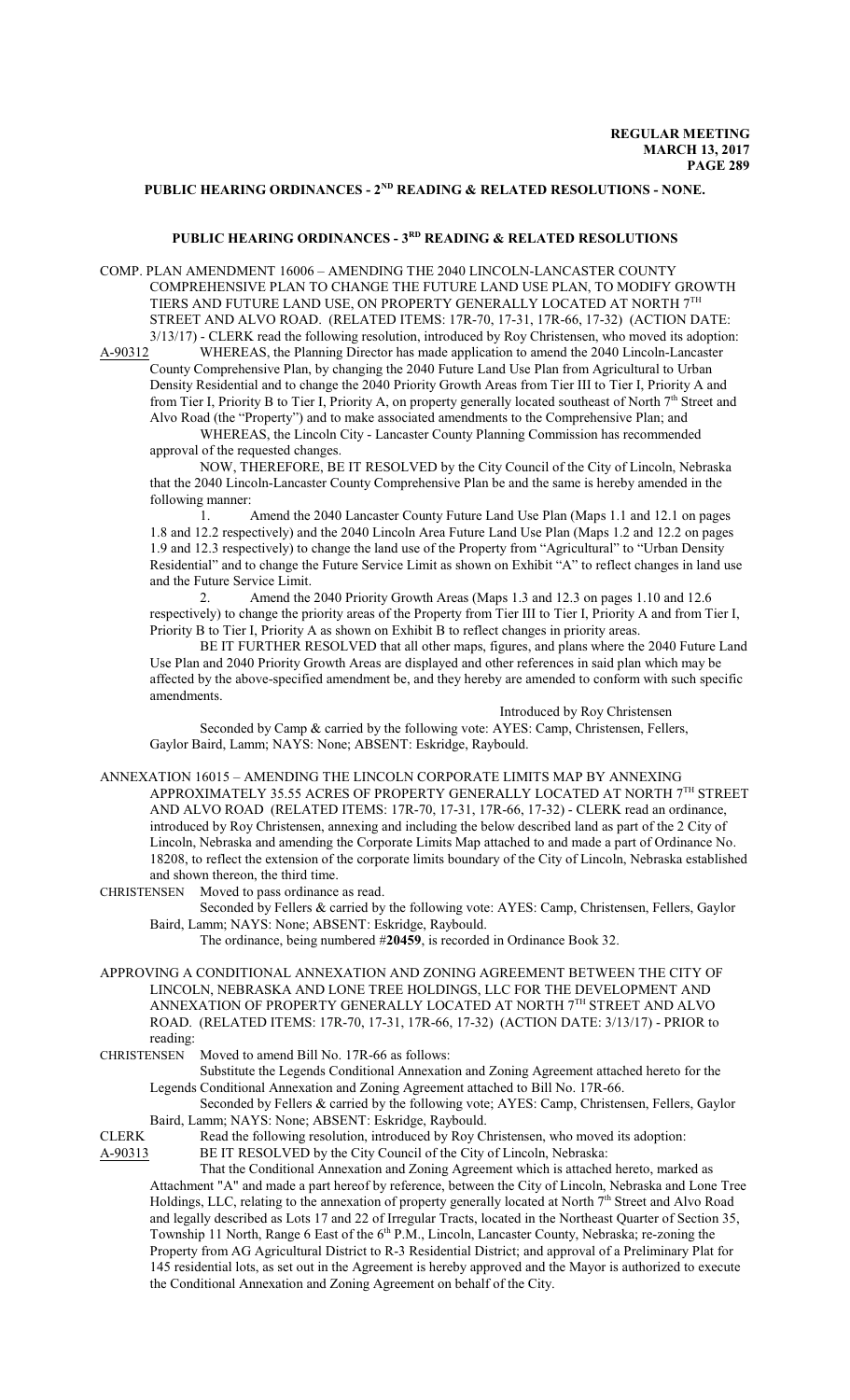**PUBLIC HEARING ORDINANCES - 2ND READING & RELATED RESOLUTIONS - NONE.**

**PUBLIC HEARING ORDINANCES - 3RD READING & RELATED RESOLUTIONS**

COMP. PLAN AMENDMENT 16006 – AMENDING THE 2040 LINCOLN-LANCASTER COUNTY COMPREHENSIVE PLAN TO CHANGE THE FUTURE LAND USE PLAN, TO MODIFY GROWTH TIERS AND FUTURE LAND USE, ON PROPERTY GENERALLY LOCATED AT NORTH 7TH STREET AND ALVO ROAD. (RELATED ITEMS: 17R-70, 17-31, 17R-66, 17-32) (ACTION DATE: 3/13/17) - CLERK read the following resolution, introduced by Roy Christensen, who moved its adoption:

A-90312 WHEREAS, the Planning Director has made application to amend the 2040 Lincoln-Lancaster County Comprehensive Plan, by changing the 2040 Future Land Use Plan from Agricultural to Urban Density Residential and to change the 2040 Priority Growth Areas from Tier III to Tier I, Priority A and from Tier I, Priority B to Tier I, Priority A, on property generally located southeast of North 7th Street and Alvo Road (the "Property") and to make associated amendments to the Comprehensive Plan; and

WHEREAS, the Lincoln City - Lancaster County Planning Commission has recommended approval of the requested changes.

NOW, THEREFORE, BE IT RESOLVED by the City Council of the City of Lincoln, Nebraska that the 2040 Lincoln-Lancaster County Comprehensive Plan be and the same is hereby amended in the following manner:

1. Amend the 2040 Lancaster County Future Land Use Plan (Maps 1.1 and 12.1 on pages 1.8 and 12.2 respectively) and the 2040 Lincoln Area Future Land Use Plan (Maps 1.2 and 12.2 on pages 1.9 and 12.3 respectively) to change the land use of the Property from "Agricultural" to "Urban Density Residential" and to change the Future Service Limit as shown on Exhibit "A" to reflect changes in land use and the Future Service Limit.

2. Amend the 2040 Priority Growth Areas (Maps 1.3 and 12.3 on pages 1.10 and 12.6 respectively) to change the priority areas of the Property from Tier III to Tier I, Priority A and from Tier I, Priority B to Tier I, Priority A as shown on Exhibit B to reflect changes in priority areas.

BE IT FURTHER RESOLVED that all other maps, figures, and plans where the 2040 Future Land Use Plan and 2040 Priority Growth Areas are displayed and other references in said plan which may be affected by the above-specified amendment be, and they hereby are amended to conform with such specific amendments.

Introduced by Roy Christensen

Seconded by Camp & carried by the following vote: AYES: Camp, Christensen, Fellers, Gaylor Baird, Lamm; NAYS: None; ABSENT: Eskridge, Raybould.

ANNEXATION 16015 – AMENDING THE LINCOLN CORPORATE LIMITS MAP BY ANNEXING APPROXIMATELY 35.55 ACRES OF PROPERTY GENERALLY LOCATED AT NORTH 7TH STREET AND ALVO ROAD (RELATED ITEMS: 17R-70, 17-31, 17R-66, 17-32) - CLERK read an ordinance, introduced by Roy Christensen, annexing and including the below described land as part of the 2 City of Lincoln, Nebraska and amending the Corporate Limits Map attached to and made a part of Ordinance No. 18208, to reflect the extension of the corporate limits boundary of the City of Lincoln, Nebraska established and shown thereon, the third time.

CHRISTENSEN Moved to pass ordinance as read.

Seconded by Fellers & carried by the following vote: AYES: Camp, Christensen, Fellers, Gaylor Baird, Lamm; NAYS: None; ABSENT: Eskridge, Raybould.

The ordinance, being numbered #**20459**, is recorded in Ordinance Book 32.

APPROVING A CONDITIONAL ANNEXATION AND ZONING AGREEMENT BETWEEN THE CITY OF LINCOLN, NEBRASKA AND LONE TREE HOLDINGS, LLC FOR THE DEVELOPMENT AND ANNEXATION OF PROPERTY GENERALLY LOCATED AT NORTH 7TH STREET AND ALVO ROAD. (RELATED ITEMS: 17R-70, 17-31, 17R-66, 17-32) (ACTION DATE: 3/13/17) - PRIOR to reading:

CHRISTENSEN Moved to amend Bill No. 17R-66 as follows:

Substitute the Legends Conditional Annexation and Zoning Agreement attached hereto for the Legends Conditional Annexation and Zoning Agreement attached to Bill No. 17R-66.

Seconded by Fellers & carried by the following vote; AYES: Camp, Christensen, Fellers, Gaylor Baird, Lamm; NAYS: None; ABSENT: Eskridge, Raybould.

CLERK Read the following resolution, introduced by Roy Christensen, who moved its adoption:

A-90313 BE IT RESOLVED by the City Council of the City of Lincoln, Nebraska:

That the Conditional Annexation and Zoning Agreement which is attached hereto, marked as Attachment "A" and made a part hereof by reference, between the City of Lincoln, Nebraska and Lone Tree Holdings, LLC, relating to the annexation of property generally located at North 7th Street and Alvo Road and legally described as Lots 17 and 22 of Irregular Tracts, located in the Northeast Quarter of Section 35, Township 11 North, Range 6 East of the 6th P.M., Lincoln, Lancaster County, Nebraska; re-zoning the Property from AG Agricultural District to R-3 Residential District; and approval of a Preliminary Plat for 145 residential lots, as set out in the Agreement is hereby approved and the Mayor is authorized to execute the Conditional Annexation and Zoning Agreement on behalf of the City.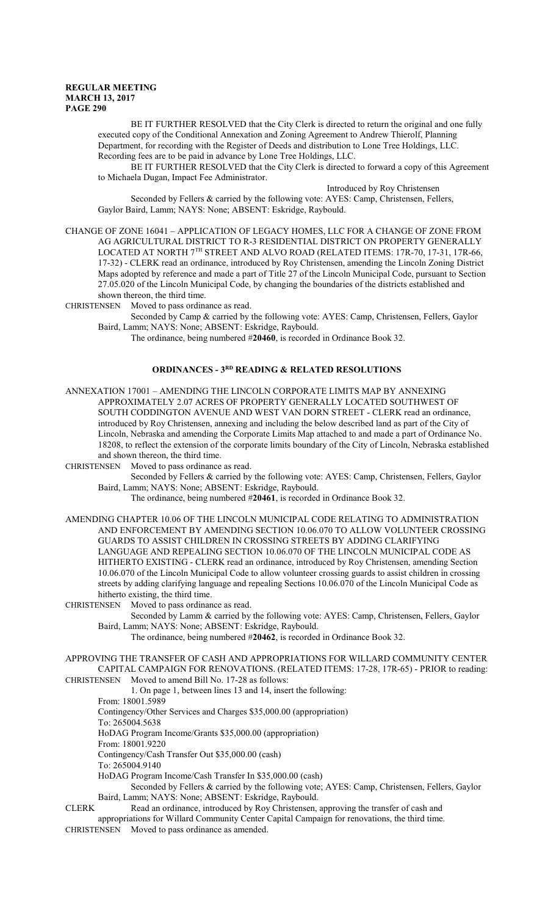BE IT FURTHER RESOLVED that the City Clerk is directed to return the original and one fully executed copy of the Conditional Annexation and Zoning Agreement to Andrew Thierolf, Planning Department, for recording with the Register of Deeds and distribution to Lone Tree Holdings, LLC. Recording fees are to be paid in advance by Lone Tree Holdings, LLC.

BE IT FURTHER RESOLVED that the City Clerk is directed to forward a copy of this Agreement to Michaela Dugan, Impact Fee Administrator.

Introduced by Roy Christensen

Seconded by Fellers & carried by the following vote: AYES: Camp, Christensen, Fellers, Gaylor Baird, Lamm; NAYS: None; ABSENT: Eskridge, Raybould.

CHANGE OF ZONE 16041 – APPLICATION OF LEGACY HOMES, LLC FOR A CHANGE OF ZONE FROM AG AGRICULTURAL DISTRICT TO R-3 RESIDENTIAL DISTRICT ON PROPERTY GENERALLY LOCATED AT NORTH 7TH STREET AND ALVO ROAD (RELATED ITEMS: 17R-70, 17-31, 17R-66, 17-32) - CLERK read an ordinance, introduced by Roy Christensen, amending the Lincoln Zoning District Maps adopted by reference and made a part of Title 27 of the Lincoln Municipal Code, pursuant to Section 27.05.020 of the Lincoln Municipal Code, by changing the boundaries of the districts established and shown thereon, the third time.

CHRISTENSEN Moved to pass ordinance as read.

Seconded by Camp & carried by the following vote: AYES: Camp, Christensen, Fellers, Gaylor Baird, Lamm; NAYS: None; ABSENT: Eskridge, Raybould.

The ordinance, being numbered #**20460**, is recorded in Ordinance Book 32.

## ORDINANCES - 3RD READING & RELATED RESOLUTIONS

ANNEXATION 17001 – AMENDING THE LINCOLN CORPORATE LIMITS MAP BY ANNEXING APPROXIMATELY 2.07 ACRES OF PROPERTY GENERALLY LOCATED SOUTHWEST OF SOUTH CODDINGTON AVENUE AND WEST VAN DORN STREET - CLERK read an ordinance, introduced by Roy Christensen, annexing and including the below described land as part of the City of Lincoln, Nebraska and amending the Corporate Limits Map attached to and made a part of Ordinance No. 18208, to reflect the extension of the corporate limits boundary of the City of Lincoln, Nebraska established and shown thereon, the third time.

CHRISTENSEN Moved to pass ordinance as read.

Seconded by Fellers & carried by the following vote: AYES: Camp, Christensen, Fellers, Gaylor Baird, Lamm; NAYS: None; ABSENT: Eskridge, Raybould.

The ordinance, being numbered #**20461**, is recorded in Ordinance Book 32.

AMENDING CHAPTER 10.06 OF THE LINCOLN MUNICIPAL CODE RELATING TO ADMINISTRATION AND ENFORCEMENT BY AMENDING SECTION 10.06.070 TO ALLOW VOLUNTEER CROSSING GUARDS TO ASSIST CHILDREN IN CROSSING STREETS BY ADDING CLARIFYING LANGUAGE AND REPEALING SECTION 10.06.070 OF THE LINCOLN MUNICIPAL CODE AS HITHERTO EXISTING - CLERK read an ordinance, introduced by Roy Christensen, amending Section 10.06.070 of the Lincoln Municipal Code to allow volunteer crossing guards to assist children in crossing streets by adding clarifying language and repealing Sections 10.06.070 of the Lincoln Municipal Code as hitherto existing, the third time.

CHRISTENSEN Moved to pass ordinance as read.

Seconded by Lamm & carried by the following vote: AYES: Camp, Christensen, Fellers, Gaylor Baird, Lamm; NAYS: None; ABSENT: Eskridge, Raybould.

The ordinance, being numbered #**20462**, is recorded in Ordinance Book 32.

APPROVING THE TRANSFER OF CASH AND APPROPRIATIONS FOR WILLARD COMMUNITY CENTER CAPITAL CAMPAIGN FOR RENOVATIONS. (RELATED ITEMS: 17-28, 17R-65) - PRIOR to reading:

CHRISTENSEN Moved to amend Bill No. 17-28 as follows:

1. On page 1, between lines 13 and 14, insert the following:

From: 18001.5989
Contingency/Other Services and Charges $35,000.00 (appropriation)
To: 265004.5638
HoDAG Program Income/Grants $35,000.00 (appropriation)
From: 18001.9220
Contingency/Cash Transfer Out $35,000.00 (cash)
To: 265004.9140
HoDAG Program Income/Cash Transfer In $35,000.00 (cash)

Seconded by Fellers & carried by the following vote; AYES: Camp, Christensen, Fellers, Gaylor Baird, Lamm; NAYS: None; ABSENT: Eskridge, Raybould.

CLERK Read an ordinance, introduced by Roy Christensen, approving the transfer of cash and appropriations for Willard Community Center Capital Campaign for renovations, the third time.

CHRISTENSEN Moved to pass ordinance as amended.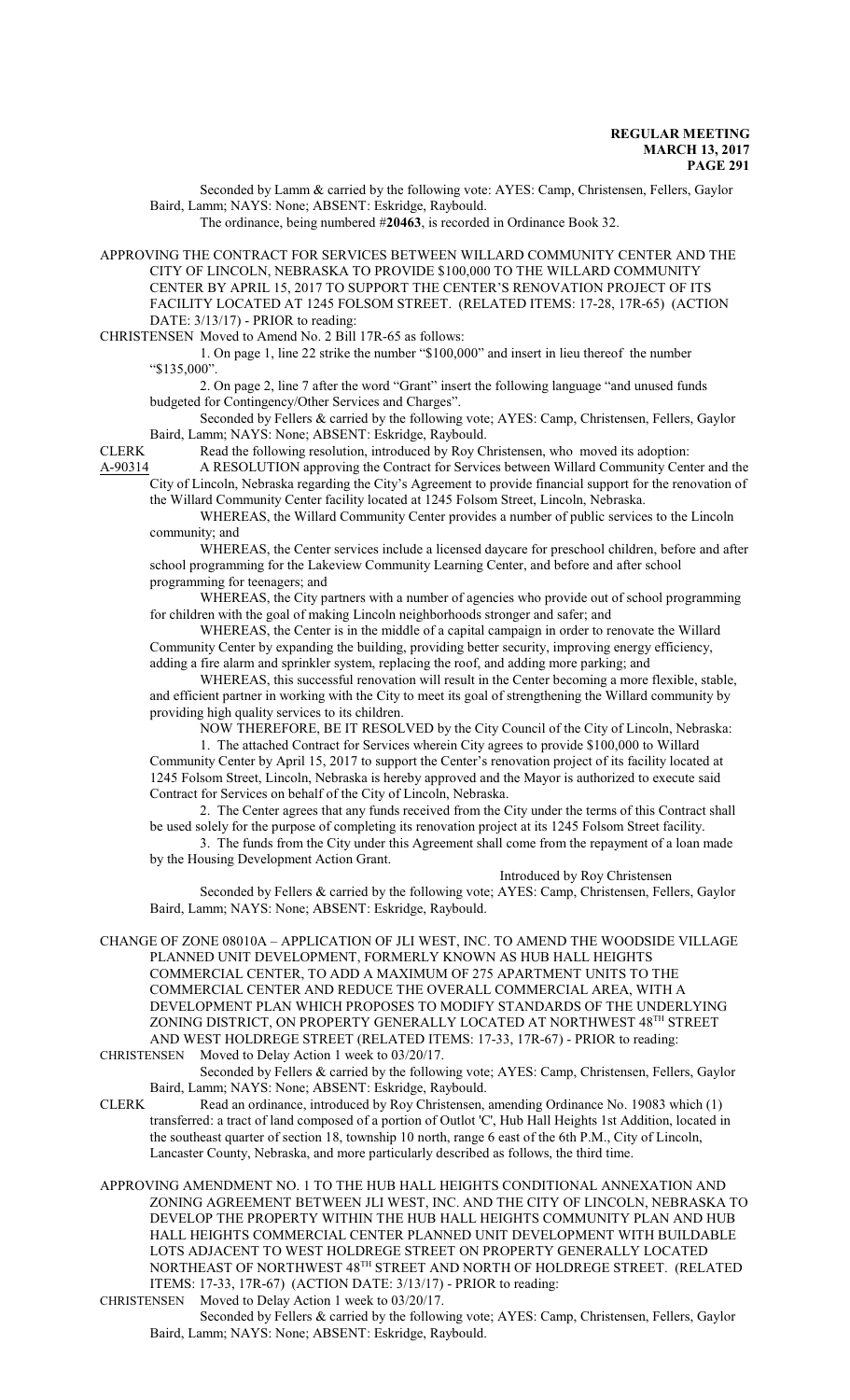Seconded by Lamm & carried by the following vote: AYES: Camp, Christensen, Fellers, Gaylor Baird, Lamm; NAYS: None; ABSENT: Eskridge, Raybould.

The ordinance, being numbered #**20463**, is recorded in Ordinance Book 32.

APPROVING THE CONTRACT FOR SERVICES BETWEEN WILLARD COMMUNITY CENTER AND THE CITY OF LINCOLN, NEBRASKA TO PROVIDE $100,000 TO THE WILLARD COMMUNITY CENTER BY APRIL 15, 2017 TO SUPPORT THE CENTER'S RENOVATION PROJECT OF ITS FACILITY LOCATED AT 1245 FOLSOM STREET. (RELATED ITEMS: 17-28, 17R-65) (ACTION DATE: 3/13/17) - PRIOR to reading:

CHRISTENSEN Moved to Amend No. 2 Bill 17R-65 as follows:

1. On page 1, line 22 strike the number "$100,000" and insert in lieu thereof the number "$135,000".

2. On page 2, line 7 after the word "Grant" insert the following language "and unused funds budgeted for Contingency/Other Services and Charges".

Seconded by Fellers & carried by the following vote; AYES: Camp, Christensen, Fellers, Gaylor Baird, Lamm; NAYS: None; ABSENT: Eskridge, Raybould.

CLERK Read the following resolution, introduced by Roy Christensen, who moved its adoption:

A-90314 A RESOLUTION approving the Contract for Services between Willard Community Center and the City of Lincoln, Nebraska regarding the City's Agreement to provide financial support for the renovation of the Willard Community Center facility located at 1245 Folsom Street, Lincoln, Nebraska.

WHEREAS, the Willard Community Center provides a number of public services to the Lincoln community; and

WHEREAS, the Center services include a licensed daycare for preschool children, before and after school programming for the Lakeview Community Learning Center, and before and after school programming for teenagers; and

WHEREAS, the City partners with a number of agencies who provide out of school programming for children with the goal of making Lincoln neighborhoods stronger and safer; and

WHEREAS, the Center is in the middle of a capital campaign in order to renovate the Willard Community Center by expanding the building, providing better security, improving energy efficiency, adding a fire alarm and sprinkler system, replacing the roof, and adding more parking; and

WHEREAS, this successful renovation will result in the Center becoming a more flexible, stable, and efficient partner in working with the City to meet its goal of strengthening the Willard community by providing high quality services to its children.

NOW THEREFORE, BE IT RESOLVED by the City Council of the City of Lincoln, Nebraska:

1. The attached Contract for Services wherein City agrees to provide $100,000 to Willard Community Center by April 15, 2017 to support the Center's renovation project of its facility located at 1245 Folsom Street, Lincoln, Nebraska is hereby approved and the Mayor is authorized to execute said Contract for Services on behalf of the City of Lincoln, Nebraska.

2. The Center agrees that any funds received from the City under the terms of this Contract shall be used solely for the purpose of completing its renovation project at its 1245 Folsom Street facility.

3. The funds from the City under this Agreement shall come from the repayment of a loan made by the Housing Development Action Grant.

Introduced by Roy Christensen

Seconded by Fellers & carried by the following vote; AYES: Camp, Christensen, Fellers, Gaylor Baird, Lamm; NAYS: None; ABSENT: Eskridge, Raybould.

CHANGE OF ZONE 08010A – APPLICATION OF JLI WEST, INC. TO AMEND THE WOODSIDE VILLAGE PLANNED UNIT DEVELOPMENT, FORMERLY KNOWN AS HUB HALL HEIGHTS COMMERCIAL CENTER, TO ADD A MAXIMUM OF 275 APARTMENT UNITS TO THE COMMERCIAL CENTER AND REDUCE THE OVERALL COMMERCIAL AREA, WITH A DEVELOPMENT PLAN WHICH PROPOSES TO MODIFY STANDARDS OF THE UNDERLYING ZONING DISTRICT, ON PROPERTY GENERALLY LOCATED AT NORTHWEST 48TH STREET AND WEST HOLDREGE STREET (RELATED ITEMS: 17-33, 17R-67) - PRIOR to reading:

CHRISTENSEN Moved to Delay Action 1 week to 03/20/17.

Seconded by Fellers & carried by the following vote; AYES: Camp, Christensen, Fellers, Gaylor Baird, Lamm; NAYS: None; ABSENT: Eskridge, Raybould.

CLERK Read an ordinance, introduced by Roy Christensen, amending Ordinance No. 19083 which (1) transferred: a tract of land composed of a portion of Outlot 'C', Hub Hall Heights 1st Addition, located in the southeast quarter of section 18, township 10 north, range 6 east of the 6th P.M., City of Lincoln, Lancaster County, Nebraska, and more particularly described as follows, the third time.

APPROVING AMENDMENT NO. 1 TO THE HUB HALL HEIGHTS CONDITIONAL ANNEXATION AND ZONING AGREEMENT BETWEEN JLI WEST, INC. AND THE CITY OF LINCOLN, NEBRASKA TO DEVELOP THE PROPERTY WITHIN THE HUB HALL HEIGHTS COMMUNITY PLAN AND HUB HALL HEIGHTS COMMERCIAL CENTER PLANNED UNIT DEVELOPMENT WITH BUILDABLE LOTS ADJACENT TO WEST HOLDREGE STREET ON PROPERTY GENERALLY LOCATED NORTHEAST OF NORTHWEST 48TH STREET AND NORTH OF HOLDREGE STREET. (RELATED ITEMS: 17-33, 17R-67) (ACTION DATE: 3/13/17) - PRIOR to reading:

CHRISTENSEN Moved to Delay Action 1 week to 03/20/17.

Seconded by Fellers & carried by the following vote; AYES: Camp, Christensen, Fellers, Gaylor Baird, Lamm; NAYS: None; ABSENT: Eskridge, Raybould.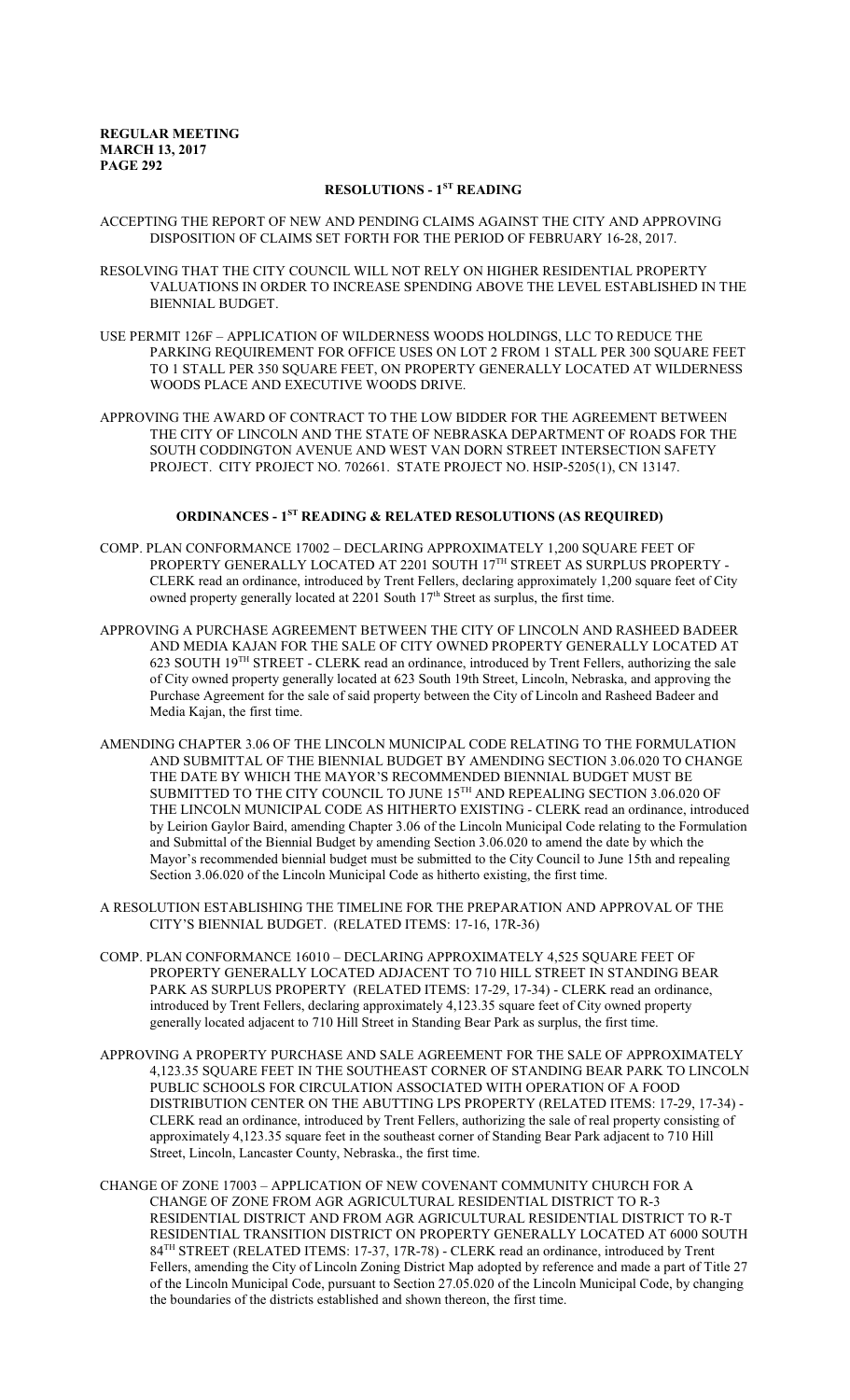## RESOLUTIONS - 1ST READING

ACCEPTING THE REPORT OF NEW AND PENDING CLAIMS AGAINST THE CITY AND APPROVING DISPOSITION OF CLAIMS SET FORTH FOR THE PERIOD OF FEBRUARY 16-28, 2017.

RESOLVING THAT THE CITY COUNCIL WILL NOT RELY ON HIGHER RESIDENTIAL PROPERTY VALUATIONS IN ORDER TO INCREASE SPENDING ABOVE THE LEVEL ESTABLISHED IN THE BIENNIAL BUDGET.

USE PERMIT 126F – APPLICATION OF WILDERNESS WOODS HOLDINGS, LLC TO REDUCE THE PARKING REQUIREMENT FOR OFFICE USES ON LOT 2 FROM 1 STALL PER 300 SQUARE FEET TO 1 STALL PER 350 SQUARE FEET, ON PROPERTY GENERALLY LOCATED AT WILDERNESS WOODS PLACE AND EXECUTIVE WOODS DRIVE.

APPROVING THE AWARD OF CONTRACT TO THE LOW BIDDER FOR THE AGREEMENT BETWEEN THE CITY OF LINCOLN AND THE STATE OF NEBRASKA DEPARTMENT OF ROADS FOR THE SOUTH CODDINGTON AVENUE AND WEST VAN DORN STREET INTERSECTION SAFETY PROJECT. CITY PROJECT NO. 702661. STATE PROJECT NO. HSIP-5205(1), CN 13147.

## ORDINANCES - 1ST READING & RELATED RESOLUTIONS (AS REQUIRED)

COMP. PLAN CONFORMANCE 17002 – DECLARING APPROXIMATELY 1,200 SQUARE FEET OF PROPERTY GENERALLY LOCATED AT 2201 SOUTH 17TH STREET AS SURPLUS PROPERTY - CLERK read an ordinance, introduced by Trent Fellers, declaring approximately 1,200 square feet of City owned property generally located at 2201 South 17th Street as surplus, the first time.

APPROVING A PURCHASE AGREEMENT BETWEEN THE CITY OF LINCOLN AND RASHEED BADEER AND MEDIA KAJAN FOR THE SALE OF CITY OWNED PROPERTY GENERALLY LOCATED AT 623 SOUTH 19TH STREET - CLERK read an ordinance, introduced by Trent Fellers, authorizing the sale of City owned property generally located at 623 South 19th Street, Lincoln, Nebraska, and approving the Purchase Agreement for the sale of said property between the City of Lincoln and Rasheed Badeer and Media Kajan, the first time.

AMENDING CHAPTER 3.06 OF THE LINCOLN MUNICIPAL CODE RELATING TO THE FORMULATION AND SUBMITTAL OF THE BIENNIAL BUDGET BY AMENDING SECTION 3.06.020 TO CHANGE THE DATE BY WHICH THE MAYOR'S RECOMMENDED BIENNIAL BUDGET MUST BE SUBMITTED TO THE CITY COUNCIL TO JUNE 15TH AND REPEALING SECTION 3.06.020 OF THE LINCOLN MUNICIPAL CODE AS HITHERTO EXISTING - CLERK read an ordinance, introduced by Leirion Gaylor Baird, amending Chapter 3.06 of the Lincoln Municipal Code relating to the Formulation and Submittal of the Biennial Budget by amending Section 3.06.020 to amend the date by which the Mayor's recommended biennial budget must be submitted to the City Council to June 15th and repealing Section 3.06.020 of the Lincoln Municipal Code as hitherto existing, the first time.

A RESOLUTION ESTABLISHING THE TIMELINE FOR THE PREPARATION AND APPROVAL OF THE CITY'S BIENNIAL BUDGET. (RELATED ITEMS: 17-16, 17R-36)

COMP. PLAN CONFORMANCE 16010 – DECLARING APPROXIMATELY 4,525 SQUARE FEET OF PROPERTY GENERALLY LOCATED ADJACENT TO 710 HILL STREET IN STANDING BEAR PARK AS SURPLUS PROPERTY (RELATED ITEMS: 17-29, 17-34) - CLERK read an ordinance, introduced by Trent Fellers, declaring approximately 4,123.35 square feet of City owned property generally located adjacent to 710 Hill Street in Standing Bear Park as surplus, the first time.

APPROVING A PROPERTY PURCHASE AND SALE AGREEMENT FOR THE SALE OF APPROXIMATELY 4,123.35 SQUARE FEET IN THE SOUTHEAST CORNER OF STANDING BEAR PARK TO LINCOLN PUBLIC SCHOOLS FOR CIRCULATION ASSOCIATED WITH OPERATION OF A FOOD DISTRIBUTION CENTER ON THE ABUTTING LPS PROPERTY (RELATED ITEMS: 17-29, 17-34) - CLERK read an ordinance, introduced by Trent Fellers, authorizing the sale of real property consisting of approximately 4,123.35 square feet in the southeast corner of Standing Bear Park adjacent to 710 Hill Street, Lincoln, Lancaster County, Nebraska., the first time.

CHANGE OF ZONE 17003 – APPLICATION OF NEW COVENANT COMMUNITY CHURCH FOR A CHANGE OF ZONE FROM AGR AGRICULTURAL RESIDENTIAL DISTRICT TO R-3 RESIDENTIAL DISTRICT AND FROM AGR AGRICULTURAL RESIDENTIAL DISTRICT TO R-T RESIDENTIAL TRANSITION DISTRICT ON PROPERTY GENERALLY LOCATED AT 6000 SOUTH 84TH STREET (RELATED ITEMS: 17-37, 17R-78) - CLERK read an ordinance, introduced by Trent Fellers, amending the City of Lincoln Zoning District Map adopted by reference and made a part of Title 27 of the Lincoln Municipal Code, pursuant to Section 27.05.020 of the Lincoln Municipal Code, by changing the boundaries of the districts established and shown thereon, the first time.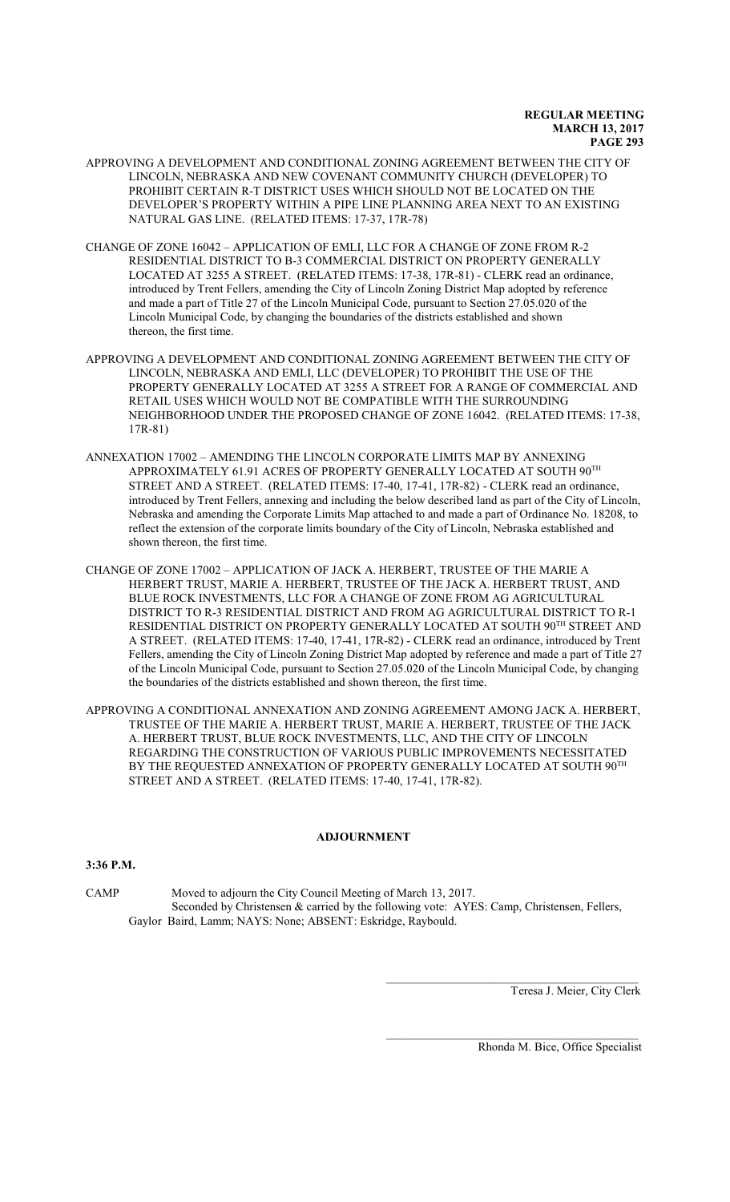APPROVING A DEVELOPMENT AND CONDITIONAL ZONING AGREEMENT BETWEEN THE CITY OF LINCOLN, NEBRASKA AND NEW COVENANT COMMUNITY CHURCH (DEVELOPER) TO PROHIBIT CERTAIN R-T DISTRICT USES WHICH SHOULD NOT BE LOCATED ON THE DEVELOPER'S PROPERTY WITHIN A PIPE LINE PLANNING AREA NEXT TO AN EXISTING NATURAL GAS LINE. (RELATED ITEMS: 17-37, 17R-78)

CHANGE OF ZONE 16042 – APPLICATION OF EMLI, LLC FOR A CHANGE OF ZONE FROM R-2 RESIDENTIAL DISTRICT TO B-3 COMMERCIAL DISTRICT ON PROPERTY GENERALLY LOCATED AT 3255 A STREET. (RELATED ITEMS: 17-38, 17R-81) - CLERK read an ordinance, introduced by Trent Fellers, amending the City of Lincoln Zoning District Map adopted by reference and made a part of Title 27 of the Lincoln Municipal Code, pursuant to Section 27.05.020 of the Lincoln Municipal Code, by changing the boundaries of the districts established and shown thereon, the first time.

APPROVING A DEVELOPMENT AND CONDITIONAL ZONING AGREEMENT BETWEEN THE CITY OF LINCOLN, NEBRASKA AND EMLI, LLC (DEVELOPER) TO PROHIBIT THE USE OF THE PROPERTY GENERALLY LOCATED AT 3255 A STREET FOR A RANGE OF COMMERCIAL AND RETAIL USES WHICH WOULD NOT BE COMPATIBLE WITH THE SURROUNDING NEIGHBORHOOD UNDER THE PROPOSED CHANGE OF ZONE 16042. (RELATED ITEMS: 17-38, 17R-81)

ANNEXATION 17002 – AMENDING THE LINCOLN CORPORATE LIMITS MAP BY ANNEXING APPROXIMATELY 61.91 ACRES OF PROPERTY GENERALLY LOCATED AT SOUTH 90TH STREET AND A STREET. (RELATED ITEMS: 17-40, 17-41, 17R-82) - CLERK read an ordinance, introduced by Trent Fellers, annexing and including the below described land as part of the City of Lincoln, Nebraska and amending the Corporate Limits Map attached to and made a part of Ordinance No. 18208, to reflect the extension of the corporate limits boundary of the City of Lincoln, Nebraska established and shown thereon, the first time.

CHANGE OF ZONE 17002 – APPLICATION OF JACK A. HERBERT, TRUSTEE OF THE MARIE A HERBERT TRUST, MARIE A. HERBERT, TRUSTEE OF THE JACK A. HERBERT TRUST, AND BLUE ROCK INVESTMENTS, LLC FOR A CHANGE OF ZONE FROM AG AGRICULTURAL DISTRICT TO R-3 RESIDENTIAL DISTRICT AND FROM AG AGRICULTURAL DISTRICT TO R-1 RESIDENTIAL DISTRICT ON PROPERTY GENERALLY LOCATED AT SOUTH 90TH STREET AND A STREET. (RELATED ITEMS: 17-40, 17-41, 17R-82) - CLERK read an ordinance, introduced by Trent Fellers, amending the City of Lincoln Zoning District Map adopted by reference and made a part of Title 27 of the Lincoln Municipal Code, pursuant to Section 27.05.020 of the Lincoln Municipal Code, by changing the boundaries of the districts established and shown thereon, the first time.

APPROVING A CONDITIONAL ANNEXATION AND ZONING AGREEMENT AMONG JACK A. HERBERT, TRUSTEE OF THE MARIE A. HERBERT TRUST, MARIE A. HERBERT, TRUSTEE OF THE JACK A. HERBERT TRUST, BLUE ROCK INVESTMENTS, LLC, AND THE CITY OF LINCOLN REGARDING THE CONSTRUCTION OF VARIOUS PUBLIC IMPROVEMENTS NECESSITATED BY THE REQUESTED ANNEXATION OF PROPERTY GENERALLY LOCATED AT SOUTH 90TH STREET AND A STREET. (RELATED ITEMS: 17-40, 17-41, 17R-82).

## ADJOURNMENT

**3:36 P.M.**

CAMP Moved to adjourn the City Council Meeting of March 13, 2017.
Seconded by Christensen & carried by the following vote: AYES: Camp, Christensen, Fellers, Gaylor Baird, Lamm; NAYS: None; ABSENT: Eskridge, Raybould.

Teresa J. Meier, City Clerk

Rhonda M. Bice, Office Specialist